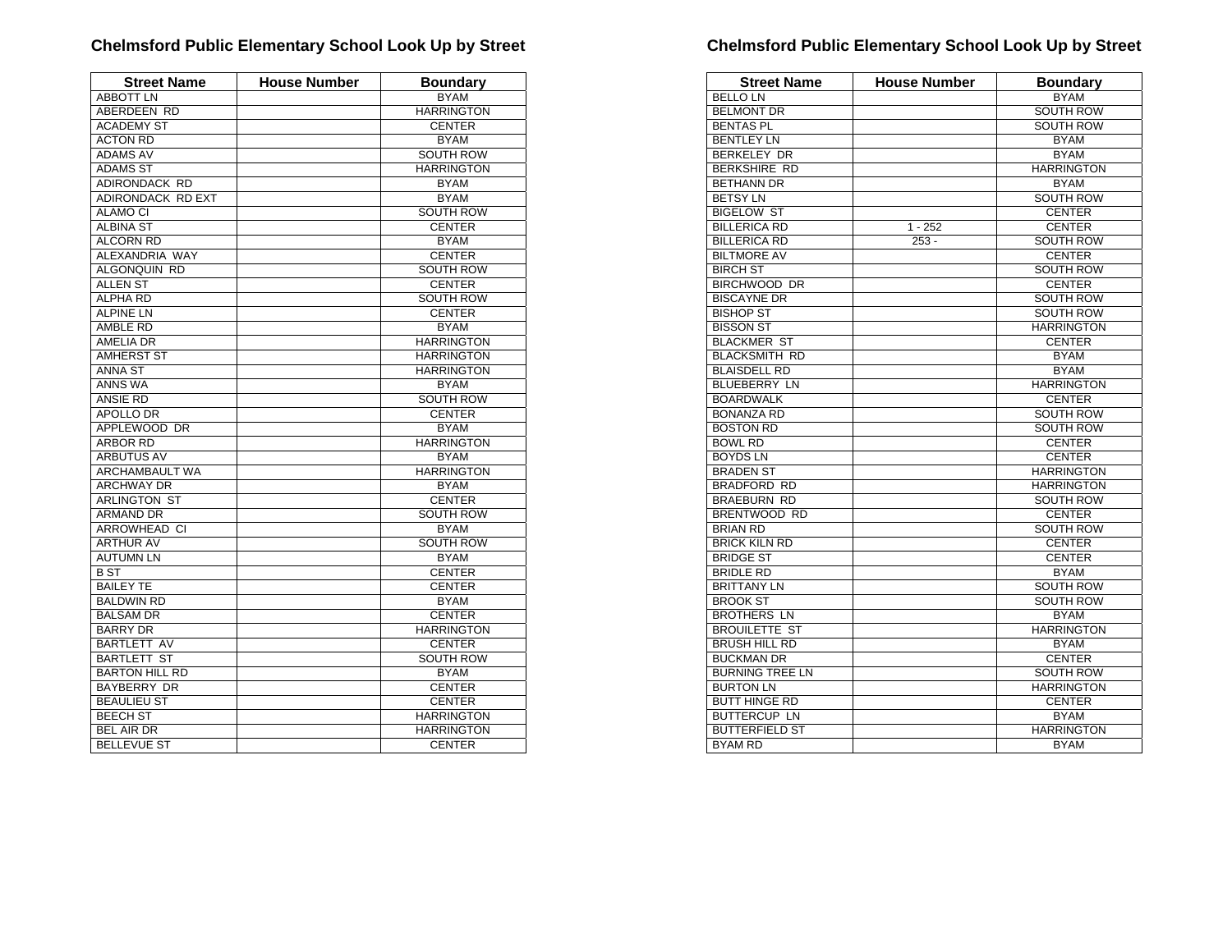# Chelmsford Public Elementary School Look Up by Street

| Street Name | House Number | Boundary |
|---|---|---|
| ABBOTT LN | | BYAM |
| ABERDEEN RD | | HARRINGTON |
| ACADEMY ST | | CENTER |
| ACTON RD | | BYAM |
| ADAMS AV | | SOUTH ROW |
| ADAMS ST | | HARRINGTON |
| ADIRONDACK RD | | BYAM |
| ADIRONDACK RD EXT | | BYAM |
| ALAMO CI | | SOUTH ROW |
| ALBINA ST | | CENTER |
| ALCORN RD | | BYAM |
| ALEXANDRIA WAY | | CENTER |
| ALGONQUIN RD | | SOUTH ROW |
| ALLEN ST | | CENTER |
| ALPHA RD | | SOUTH ROW |
| ALPINE LN | | CENTER |
| AMBLE RD | | BYAM |
| AMELIA DR | | HARRINGTON |
| AMHERST ST | | HARRINGTON |
| ANNA ST | | HARRINGTON |
| ANNS WA | | BYAM |
| ANSIE RD | | SOUTH ROW |
| APOLLO DR | | CENTER |
| APPLEWOOD DR | | BYAM |
| ARBOR RD | | HARRINGTON |
| ARBUTUS AV | | BYAM |
| ARCHAMBAULT WA | | HARRINGTON |
| ARCHWAY DR | | BYAM |
| ARLINGTON ST | | CENTER |
| ARMAND DR | | SOUTH ROW |
| ARROWHEAD CI | | BYAM |
| ARTHUR AV | | SOUTH ROW |
| AUTUMN LN | | BYAM |
| B ST | | CENTER |
| BAILEY TE | | CENTER |
| BALDWIN RD | | BYAM |
| BALSAM DR | | CENTER |
| BARRY DR | | HARRINGTON |
| BARTLETT AV | | CENTER |
| BARTLETT ST | | SOUTH ROW |
| BARTON HILL RD | | BYAM |
| BAYBERRY DR | | CENTER |
| BEAULIEU ST | | CENTER |
| BEECH ST | | HARRINGTON |
| BEL AIR DR | | HARRINGTON |
| BELLEVUE ST | | CENTER |
| BELLO LN | | BYAM |
| BELMONT DR | | SOUTH ROW |
| BENTAS PL | | SOUTH ROW |
| BENTLEY LN | | BYAM |
| BERKELEY DR | | BYAM |
| BERKSHIRE RD | | HARRINGTON |
| BETHANN DR | | BYAM |
| BETSY LN | | SOUTH ROW |
| BIGELOW ST | | CENTER |
| BILLERICA RD | 1 - 252 | CENTER |
| BILLERICA RD | 253 - | SOUTH ROW |
| BILTMORE AV | | CENTER |
| BIRCH ST | | SOUTH ROW |
| BIRCHWOOD DR | | CENTER |
| BISCAYNE DR | | SOUTH ROW |
| BISHOP ST | | SOUTH ROW |
| BISSON ST | | HARRINGTON |
| BLACKMER ST | | CENTER |
| BLACKSMITH RD | | BYAM |
| BLAISDELL RD | | BYAM |
| BLUEBERRY LN | | HARRINGTON |
| BOARDWALK | | CENTER |
| BONANZA RD | | SOUTH ROW |
| BOSTON RD | | SOUTH ROW |
| BOWL RD | | CENTER |
| BOYDS LN | | CENTER |
| BRADEN ST | | HARRINGTON |
| BRADFORD RD | | HARRINGTON |
| BRAEBURN RD | | SOUTH ROW |
| BRENTWOOD RD | | CENTER |
| BRIAN RD | | SOUTH ROW |
| BRICK KILN RD | | CENTER |
| BRIDGE ST | | CENTER |
| BRIDLE RD | | BYAM |
| BRITTANY LN | | SOUTH ROW |
| BROOK ST | | SOUTH ROW |
| BROTHERS LN | | BYAM |
| BROUILETTE ST | | HARRINGTON |
| BRUSH HILL RD | | BYAM |
| BUCKMAN DR | | CENTER |
| BURNING TREE LN | | SOUTH ROW |
| BURTON LN | | HARRINGTON |
| BUTT HINGE RD | | CENTER |
| BUTTERCUP LN | | BYAM |
| BUTTERFIELD ST | | HARRINGTON |
| BYAM RD | | BYAM |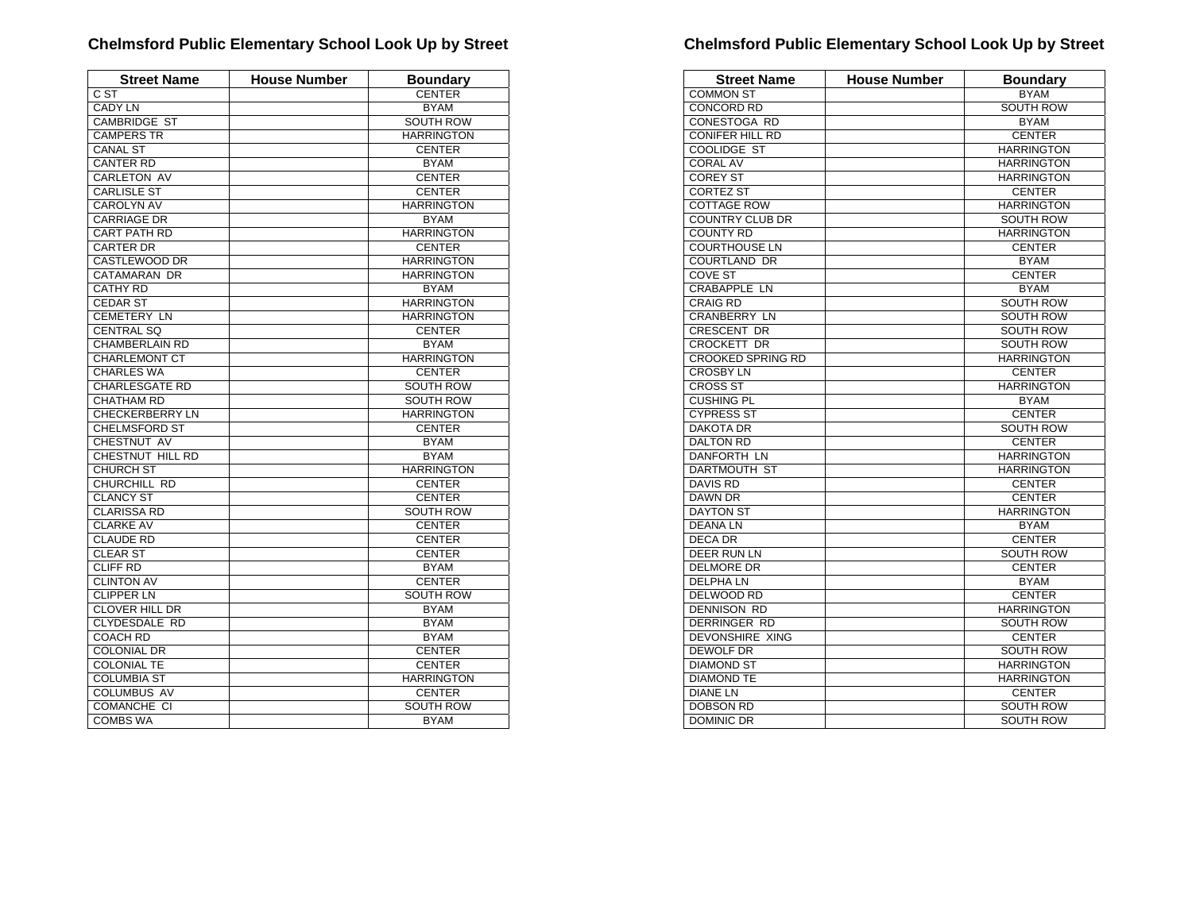## Chelmsford Public Elementary School Look Up by Street

| Street Name | House Number | Boundary |
|---|---|---|
| C ST | | CENTER |
| CADY LN | | BYAM |
| CAMBRIDGE ST | | SOUTH ROW |
| CAMPERS TR | | HARRINGTON |
| CANAL ST | | CENTER |
| CANTER RD | | BYAM |
| CARLETON AV | | CENTER |
| CARLISLE ST | | CENTER |
| CAROLYN AV | | HARRINGTON |
| CARRIAGE DR | | BYAM |
| CART PATH RD | | HARRINGTON |
| CARTER DR | | CENTER |
| CASTLEWOOD DR | | HARRINGTON |
| CATAMARAN DR | | HARRINGTON |
| CATHY RD | | BYAM |
| CEDAR ST | | HARRINGTON |
| CEMETERY LN | | HARRINGTON |
| CENTRAL SQ | | CENTER |
| CHAMBERLAIN RD | | BYAM |
| CHARLEMONT CT | | HARRINGTON |
| CHARLES WA | | CENTER |
| CHARLESGATE RD | | SOUTH ROW |
| CHATHAM RD | | SOUTH ROW |
| CHECKERBERRY LN | | HARRINGTON |
| CHELMSFORD ST | | CENTER |
| CHESTNUT AV | | BYAM |
| CHESTNUT HILL RD | | BYAM |
| CHURCH ST | | HARRINGTON |
| CHURCHILL RD | | CENTER |
| CLANCY ST | | CENTER |
| CLARISSA RD | | SOUTH ROW |
| CLARKE AV | | CENTER |
| CLAUDE RD | | CENTER |
| CLEAR ST | | CENTER |
| CLIFF RD | | BYAM |
| CLINTON AV | | CENTER |
| CLIPPER LN | | SOUTH ROW |
| CLOVER HILL DR | | BYAM |
| CLYDESDALE RD | | BYAM |
| COACH RD | | BYAM |
| COLONIAL DR | | CENTER |
| COLONIAL TE | | CENTER |
| COLUMBIA ST | | HARRINGTON |
| COLUMBUS AV | | CENTER |
| COMANCHE CI | | SOUTH ROW |
| COMBS WA | | BYAM |
| COMMON ST | | BYAM |
| CONCORD RD | | SOUTH ROW |
| CONESTOGA RD | | BYAM |
| CONIFER HILL RD | | CENTER |
| COOLIDGE ST | | HARRINGTON |
| CORAL AV | | HARRINGTON |
| COREY ST | | HARRINGTON |
| CORTEZ ST | | CENTER |
| COTTAGE ROW | | HARRINGTON |
| COUNTRY CLUB DR | | SOUTH ROW |
| COUNTY RD | | HARRINGTON |
| COURTHOUSE LN | | CENTER |
| COURTLAND DR | | BYAM |
| COVE ST | | CENTER |
| CRABAPPLE LN | | BYAM |
| CRAIG RD | | SOUTH ROW |
| CRANBERRY LN | | SOUTH ROW |
| CRESCENT DR | | SOUTH ROW |
| CROCKETT DR | | SOUTH ROW |
| CROOKED SPRING RD | | HARRINGTON |
| CROSBY LN | | CENTER |
| CROSS ST | | HARRINGTON |
| CUSHING PL | | BYAM |
| CYPRESS ST | | CENTER |
| DAKOTA DR | | SOUTH ROW |
| DALTON RD | | CENTER |
| DANFORTH LN | | HARRINGTON |
| DARTMOUTH ST | | HARRINGTON |
| DAVIS RD | | CENTER |
| DAWN DR | | CENTER |
| DAYTON ST | | HARRINGTON |
| DEANA LN | | BYAM |
| DECA DR | | CENTER |
| DEER RUN LN | | SOUTH ROW |
| DELMORE DR | | CENTER |
| DELPHA LN | | BYAM |
| DELWOOD RD | | CENTER |
| DENNISON RD | | HARRINGTON |
| DERRINGER RD | | SOUTH ROW |
| DEVONSHIRE XING | | CENTER |
| DEWOLF DR | | SOUTH ROW |
| DIAMOND ST | | HARRINGTON |
| DIAMOND TE | | HARRINGTON |
| DIANE LN | | CENTER |
| DOBSON RD | | SOUTH ROW |
| DOMINIC DR | | SOUTH ROW |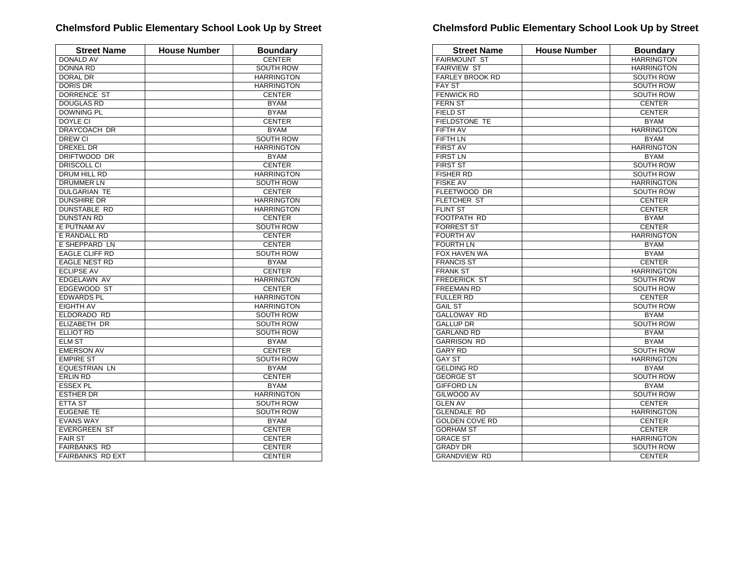## Chelmsford Public Elementary School Look Up by Street

| Street Name | House Number | Boundary |
|---|---|---|
| DONALD AV | | CENTER |
| DONNA RD | | SOUTH ROW |
| DORAL DR | | HARRINGTON |
| DORIS DR | | HARRINGTON |
| DORRENCE ST | | CENTER |
| DOUGLAS RD | | BYAM |
| DOWNING PL | | BYAM |
| DOYLE CI | | CENTER |
| DRAYCOACH DR | | BYAM |
| DREW CI | | SOUTH ROW |
| DREXEL DR | | HARRINGTON |
| DRIFTWOOD DR | | BYAM |
| DRISCOLL CI | | CENTER |
| DRUM HILL RD | | HARRINGTON |
| DRUMMER LN | | SOUTH ROW |
| DULGARIAN TE | | CENTER |
| DUNSHIRE DR | | HARRINGTON |
| DUNSTABLE RD | | HARRINGTON |
| DUNSTAN RD | | CENTER |
| E PUTNAM AV | | SOUTH ROW |
| E RANDALL RD | | CENTER |
| E SHEPPARD LN | | CENTER |
| EAGLE CLIFF RD | | SOUTH ROW |
| EAGLE NEST RD | | BYAM |
| ECLIPSE AV | | CENTER |
| EDGELAWN AV | | HARRINGTON |
| EDGEWOOD ST | | CENTER |
| EDWARDS PL | | HARRINGTON |
| EIGHTH AV | | HARRINGTON |
| ELDORADO RD | | SOUTH ROW |
| ELIZABETH DR | | SOUTH ROW |
| ELLIOT RD | | SOUTH ROW |
| ELM ST | | BYAM |
| EMERSON AV | | CENTER |
| EMPIRE ST | | SOUTH ROW |
| EQUESTRIAN LN | | BYAM |
| ERLIN RD | | CENTER |
| ESSEX PL | | BYAM |
| ESTHER DR | | HARRINGTON |
| ETTA ST | | SOUTH ROW |
| EUGENIE TE | | SOUTH ROW |
| EVANS WAY | | BYAM |
| EVERGREEN ST | | CENTER |
| FAIR ST | | CENTER |
| FAIRBANKS RD | | CENTER |
| FAIRBANKS RD EXT | | CENTER |

## Chelmsford Public Elementary School Look Up by Street

| Street Name | House Number | Boundary |
|---|---|---|
| FAIRMOUNT ST | | HARRINGTON |
| FAIRVIEW ST | | HARRINGTON |
| FARLEY BROOK RD | | SOUTH ROW |
| FAY ST | | SOUTH ROW |
| FENWICK RD | | SOUTH ROW |
| FERN ST | | CENTER |
| FIELD ST | | CENTER |
| FIELDSTONE TE | | BYAM |
| FIFTH AV | | HARRINGTON |
| FIFTH LN | | BYAM |
| FIRST AV | | HARRINGTON |
| FIRST LN | | BYAM |
| FIRST ST | | SOUTH ROW |
| FISHER RD | | SOUTH ROW |
| FISKE AV | | HARRINGTON |
| FLEETWOOD DR | | SOUTH ROW |
| FLETCHER ST | | CENTER |
| FLINT ST | | CENTER |
| FOOTPATH RD | | BYAM |
| FORREST ST | | CENTER |
| FOURTH AV | | HARRINGTON |
| FOURTH LN | | BYAM |
| FOX HAVEN WA | | BYAM |
| FRANCIS ST | | CENTER |
| FRANK ST | | HARRINGTON |
| FREDERICK ST | | SOUTH ROW |
| FREEMAN RD | | SOUTH ROW |
| FULLER RD | | CENTER |
| GAIL ST | | SOUTH ROW |
| GALLOWAY RD | | BYAM |
| GALLUP DR | | SOUTH ROW |
| GARLAND RD | | BYAM |
| GARRISON RD | | BYAM |
| GARY RD | | SOUTH ROW |
| GAY ST | | HARRINGTON |
| GELDING RD | | BYAM |
| GEORGE ST | | SOUTH ROW |
| GIFFORD LN | | BYAM |
| GILWOOD AV | | SOUTH ROW |
| GLEN AV | | CENTER |
| GLENDALE RD | | HARRINGTON |
| GOLDEN COVE RD | | CENTER |
| GORHAM ST | | CENTER |
| GRACE ST | | HARRINGTON |
| GRADY DR | | SOUTH ROW |
| GRANDVIEW RD | | CENTER |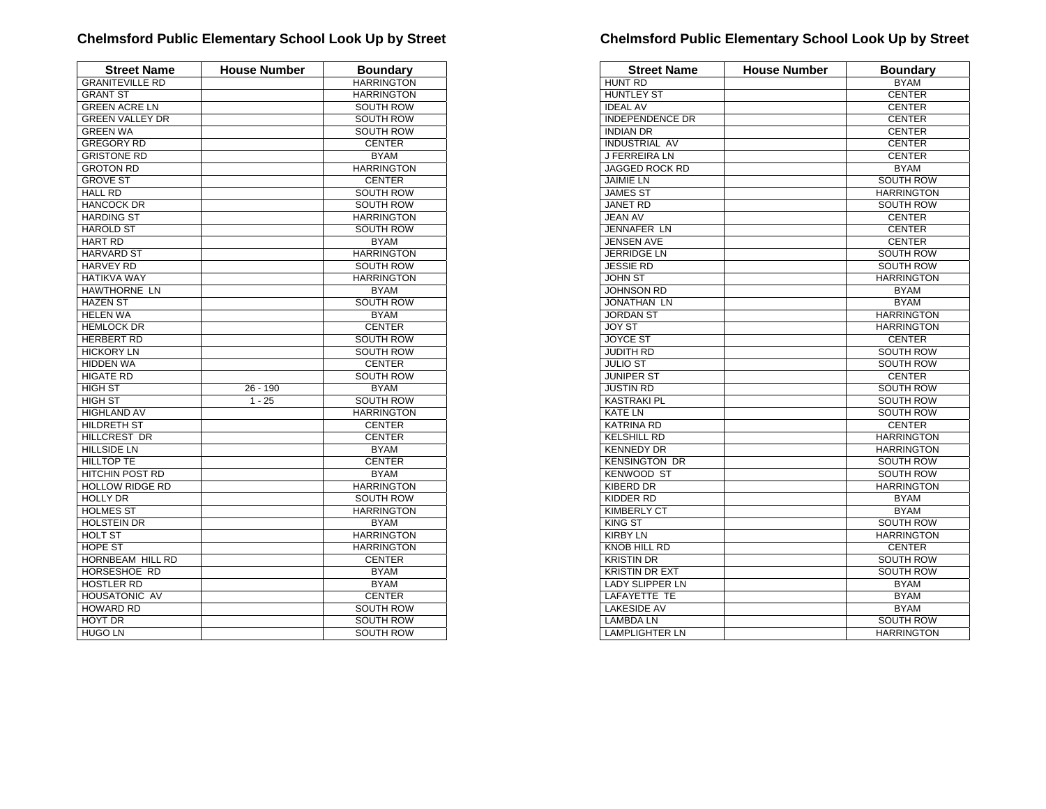## Chelmsford Public Elementary School Look Up by Street

| Street Name | House Number | Boundary |
|---|---|---|
| GRANITEVILLE RD | | HARRINGTON |
| GRANT ST | | HARRINGTON |
| GREEN ACRE LN | | SOUTH ROW |
| GREEN VALLEY DR | | SOUTH ROW |
| GREEN WA | | SOUTH ROW |
| GREGORY RD | | CENTER |
| GRISTONE RD | | BYAM |
| GROTON RD | | HARRINGTON |
| GROVE ST | | CENTER |
| HALL RD | | SOUTH ROW |
| HANCOCK DR | | SOUTH ROW |
| HARDING ST | | HARRINGTON |
| HAROLD ST | | SOUTH ROW |
| HART RD | | BYAM |
| HARVARD ST | | HARRINGTON |
| HARVEY RD | | SOUTH ROW |
| HATIKVA WAY | | HARRINGTON |
| HAWTHORNE LN | | BYAM |
| HAZEN ST | | SOUTH ROW |
| HELEN WA | | BYAM |
| HEMLOCK DR | | CENTER |
| HERBERT RD | | SOUTH ROW |
| HICKORY LN | | SOUTH ROW |
| HIDDEN WA | | CENTER |
| HIGATE RD | | SOUTH ROW |
| HIGH ST | 26 - 190 | BYAM |
| HIGH ST | 1 - 25 | SOUTH ROW |
| HIGHLAND AV | | HARRINGTON |
| HILDRETH ST | | CENTER |
| HILLCREST DR | | CENTER |
| HILLSIDE LN | | BYAM |
| HILLTOP TE | | CENTER |
| HITCHIN POST RD | | BYAM |
| HOLLOW RIDGE RD | | HARRINGTON |
| HOLLY DR | | SOUTH ROW |
| HOLMES ST | | HARRINGTON |
| HOLSTEIN DR | | BYAM |
| HOLT ST | | HARRINGTON |
| HOPE ST | | HARRINGTON |
| HORNBEAM HILL RD | | CENTER |
| HORSESHOE RD | | BYAM |
| HOSTLER RD | | BYAM |
| HOUSATONIC AV | | CENTER |
| HOWARD RD | | SOUTH ROW |
| HOYT DR | | SOUTH ROW |
| HUGO LN | | SOUTH ROW |

## Chelmsford Public Elementary School Look Up by Street

| Street Name | House Number | Boundary |
|---|---|---|
| HUNT RD | | BYAM |
| HUNTLEY ST | | CENTER |
| IDEAL AV | | CENTER |
| INDEPENDENCE DR | | CENTER |
| INDIAN DR | | CENTER |
| INDUSTRIAL AV | | CENTER |
| J FERREIRA LN | | CENTER |
| JAGGED ROCK RD | | BYAM |
| JAIMIE LN | | SOUTH ROW |
| JAMES ST | | HARRINGTON |
| JANET RD | | SOUTH ROW |
| JEAN AV | | CENTER |
| JENNAFER LN | | CENTER |
| JENSEN AVE | | CENTER |
| JERRIDGE LN | | SOUTH ROW |
| JESSIE RD | | SOUTH ROW |
| JOHN ST | | HARRINGTON |
| JOHNSON RD | | BYAM |
| JONATHAN LN | | BYAM |
| JORDAN ST | | HARRINGTON |
| JOY ST | | HARRINGTON |
| JOYCE ST | | CENTER |
| JUDITH RD | | SOUTH ROW |
| JULIO ST | | SOUTH ROW |
| JUNIPER ST | | CENTER |
| JUSTIN RD | | SOUTH ROW |
| KASTRAKI PL | | SOUTH ROW |
| KATE LN | | SOUTH ROW |
| KATRINA RD | | CENTER |
| KELSHILL RD | | HARRINGTON |
| KENNEDY DR | | HARRINGTON |
| KENSINGTON DR | | SOUTH ROW |
| KENWOOD ST | | SOUTH ROW |
| KIBERD DR | | HARRINGTON |
| KIDDER RD | | BYAM |
| KIMBERLY CT | | BYAM |
| KING ST | | SOUTH ROW |
| KIRBY LN | | HARRINGTON |
| KNOB HILL RD | | CENTER |
| KRISTIN DR | | SOUTH ROW |
| KRISTIN DR EXT | | SOUTH ROW |
| LADY SLIPPER LN | | BYAM |
| LAFAYETTE TE | | BYAM |
| LAKESIDE AV | | BYAM |
| LAMBDA LN | | SOUTH ROW |
| LAMPLIGHTER LN | | HARRINGTON |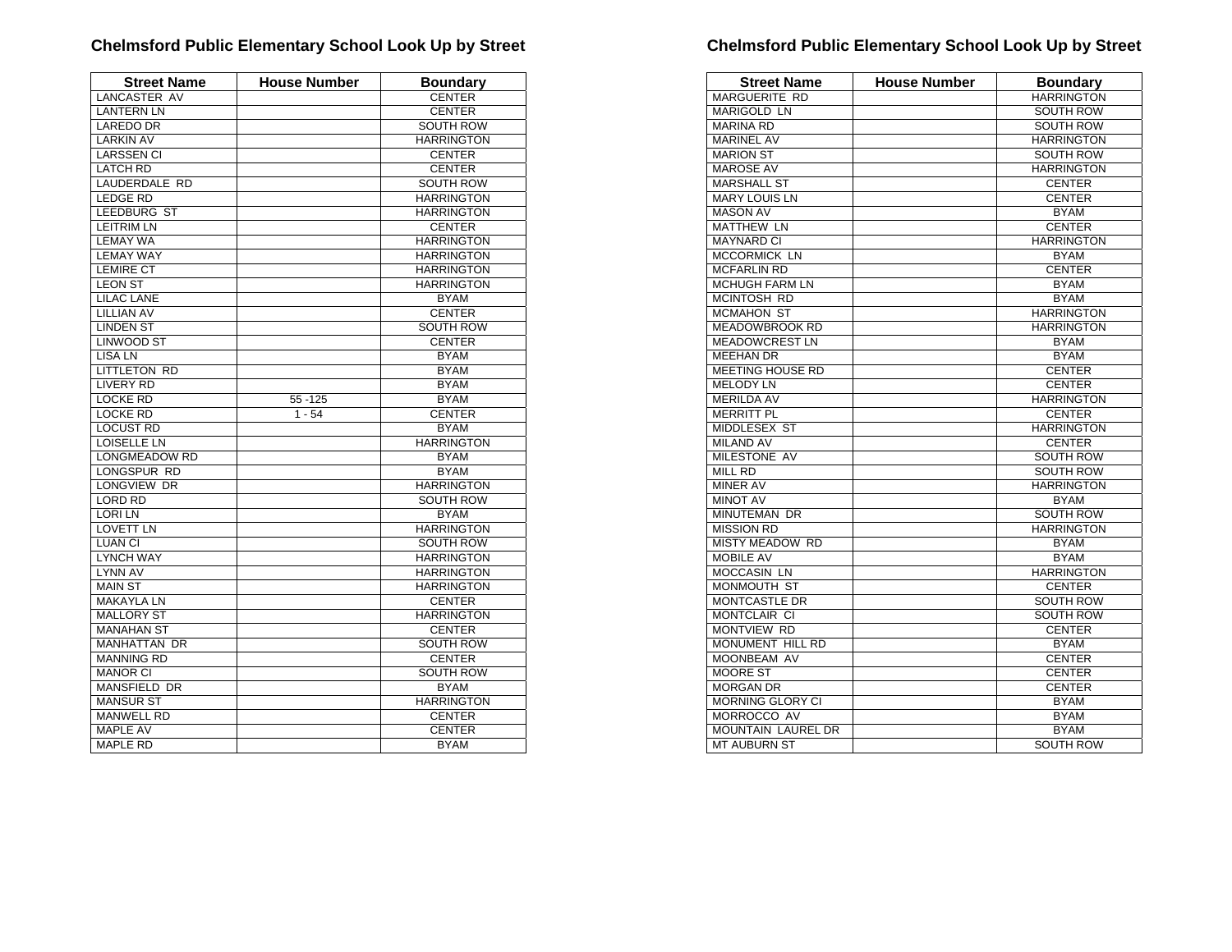## Chelmsford Public Elementary School Look Up by Street

| Street Name | House Number | Boundary |
|---|---|---|
| LANCASTER AV | | CENTER |
| LANTERN LN | | CENTER |
| LAREDO DR | | SOUTH ROW |
| LARKIN AV | | HARRINGTON |
| LARSSEN CI | | CENTER |
| LATCH RD | | CENTER |
| LAUDERDALE RD | | SOUTH ROW |
| LEDGE RD | | HARRINGTON |
| LEEDBURG ST | | HARRINGTON |
| LEITRIM LN | | CENTER |
| LEMAY WA | | HARRINGTON |
| LEMAY WAY | | HARRINGTON |
| LEMIRE CT | | HARRINGTON |
| LEON ST | | HARRINGTON |
| LILAC LANE | | BYAM |
| LILLIAN AV | | CENTER |
| LINDEN ST | | SOUTH ROW |
| LINWOOD ST | | CENTER |
| LISA LN | | BYAM |
| LITTLETON RD | | BYAM |
| LIVERY RD | | BYAM |
| LOCKE RD | 55 -125 | BYAM |
| LOCKE RD | 1 - 54 | CENTER |
| LOCUST RD | | BYAM |
| LOISELLE LN | | HARRINGTON |
| LONGMEADOW RD | | BYAM |
| LONGSPUR RD | | BYAM |
| LONGVIEW DR | | HARRINGTON |
| LORD RD | | SOUTH ROW |
| LORI LN | | BYAM |
| LOVETT LN | | HARRINGTON |
| LUAN CI | | SOUTH ROW |
| LYNCH WAY | | HARRINGTON |
| LYNN AV | | HARRINGTON |
| MAIN ST | | HARRINGTON |
| MAKAYLA LN | | CENTER |
| MALLORY ST | | HARRINGTON |
| MANAHAN ST | | CENTER |
| MANHATTAN DR | | SOUTH ROW |
| MANNING RD | | CENTER |
| MANOR CI | | SOUTH ROW |
| MANSFIELD DR | | BYAM |
| MANSUR ST | | HARRINGTON |
| MANWELL RD | | CENTER |
| MAPLE AV | | CENTER |
| MAPLE RD | | BYAM |

## Chelmsford Public Elementary School Look Up by Street

| Street Name | House Number | Boundary |
|---|---|---|
| MARGUERITE RD | | HARRINGTON |
| MARIGOLD LN | | SOUTH ROW |
| MARINA RD | | SOUTH ROW |
| MARINEL AV | | HARRINGTON |
| MARION ST | | SOUTH ROW |
| MAROSE AV | | HARRINGTON |
| MARSHALL ST | | CENTER |
| MARY LOUIS LN | | CENTER |
| MASON AV | | BYAM |
| MATTHEW LN | | CENTER |
| MAYNARD CI | | HARRINGTON |
| MCCORMICK LN | | BYAM |
| MCFARLIN RD | | CENTER |
| MCHUGH FARM LN | | BYAM |
| MCINTOSH RD | | BYAM |
| MCMAHON ST | | HARRINGTON |
| MEADOWBROOK RD | | HARRINGTON |
| MEADOWCREST LN | | BYAM |
| MEEHAN DR | | BYAM |
| MEETING HOUSE RD | | CENTER |
| MELODY LN | | CENTER |
| MERILDA AV | | HARRINGTON |
| MERRITT PL | | CENTER |
| MIDDLESEX ST | | HARRINGTON |
| MILAND AV | | CENTER |
| MILESTONE AV | | SOUTH ROW |
| MILL RD | | SOUTH ROW |
| MINER AV | | HARRINGTON |
| MINOT AV | | BYAM |
| MINUTEMAN DR | | SOUTH ROW |
| MISSION RD | | HARRINGTON |
| MISTY MEADOW RD | | BYAM |
| MOBILE AV | | BYAM |
| MOCCASIN LN | | HARRINGTON |
| MONMOUTH ST | | CENTER |
| MONTCASTLE DR | | SOUTH ROW |
| MONTCLAIR CI | | SOUTH ROW |
| MONTVIEW RD | | CENTER |
| MONUMENT HILL RD | | BYAM |
| MOONBEAM AV | | CENTER |
| MOORE ST | | CENTER |
| MORGAN DR | | CENTER |
| MORNING GLORY CI | | BYAM |
| MORROCCO AV | | BYAM |
| MOUNTAIN LAUREL DR | | BYAM |
| MT AUBURN ST | | SOUTH ROW |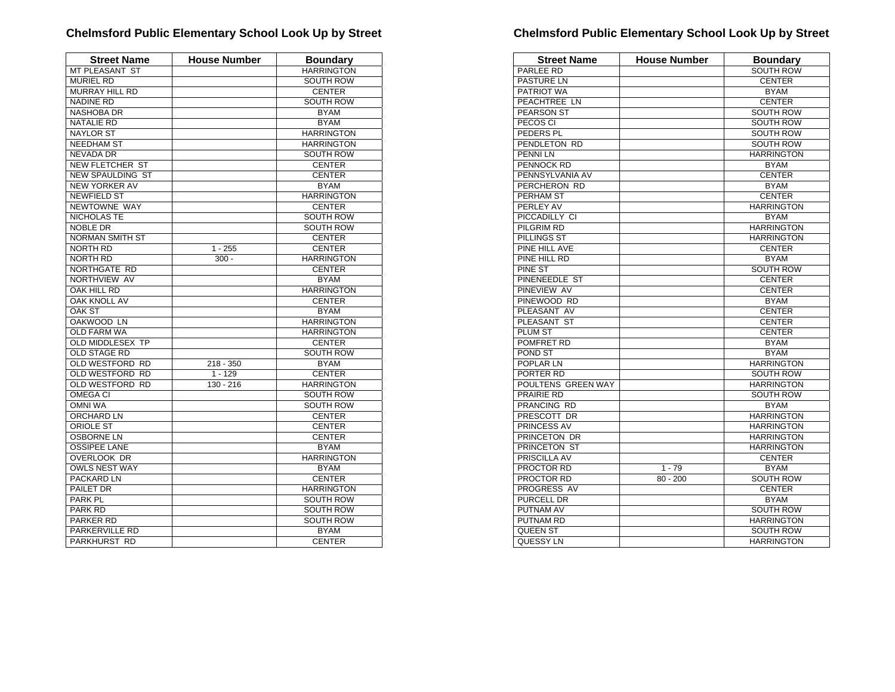## Chelmsford Public Elementary School Look Up by Street

| Street Name | House Number | Boundary |
|---|---|---|
| MT PLEASANT ST | | HARRINGTON |
| MURIEL RD | | SOUTH ROW |
| MURRAY HILL RD | | CENTER |
| NADINE RD | | SOUTH ROW |
| NASHOBA DR | | BYAM |
| NATALIE RD | | BYAM |
| NAYLOR ST | | HARRINGTON |
| NEEDHAM ST | | HARRINGTON |
| NEVADA DR | | SOUTH ROW |
| NEW FLETCHER ST | | CENTER |
| NEW SPAULDING ST | | CENTER |
| NEW YORKER AV | | BYAM |
| NEWFIELD ST | | HARRINGTON |
| NEWTOWNE WAY | | CENTER |
| NICHOLAS TE | | SOUTH ROW |
| NOBLE DR | | SOUTH ROW |
| NORMAN SMITH ST | | CENTER |
| NORTH RD | 1 - 255 | CENTER |
| NORTH RD | 300 - | HARRINGTON |
| NORTHGATE RD | | CENTER |
| NORTHVIEW AV | | BYAM |
| OAK HILL RD | | HARRINGTON |
| OAK KNOLL AV | | CENTER |
| OAK ST | | BYAM |
| OAKWOOD LN | | HARRINGTON |
| OLD FARM WA | | HARRINGTON |
| OLD MIDDLESEX TP | | CENTER |
| OLD STAGE RD | | SOUTH ROW |
| OLD WESTFORD RD | 218 - 350 | BYAM |
| OLD WESTFORD RD | 1 - 129 | CENTER |
| OLD WESTFORD RD | 130 - 216 | HARRINGTON |
| OMEGA CI | | SOUTH ROW |
| OMNI WA | | SOUTH ROW |
| ORCHARD LN | | CENTER |
| ORIOLE ST | | CENTER |
| OSBORNE LN | | CENTER |
| OSSIPEE LANE | | BYAM |
| OVERLOOK DR | | HARRINGTON |
| OWLS NEST WAY | | BYAM |
| PACKARD LN | | CENTER |
| PAILET DR | | HARRINGTON |
| PARK PL | | SOUTH ROW |
| PARK RD | | SOUTH ROW |
| PARKER RD | | SOUTH ROW |
| PARKERVILLE RD | | BYAM |
| PARKHURST RD | | CENTER |

## Chelmsford Public Elementary School Look Up by Street

| Street Name | House Number | Boundary |
|---|---|---|
| PARLEE RD | | SOUTH ROW |
| PASTURE LN | | CENTER |
| PATRIOT WA | | BYAM |
| PEACHTREE LN | | CENTER |
| PEARSON ST | | SOUTH ROW |
| PECOS CI | | SOUTH ROW |
| PEDERS PL | | SOUTH ROW |
| PENDLETON RD | | SOUTH ROW |
| PENNI LN | | HARRINGTON |
| PENNOCK RD | | BYAM |
| PENNSYLVANIA AV | | CENTER |
| PERCHERON RD | | BYAM |
| PERHAM ST | | CENTER |
| PERLEY AV | | HARRINGTON |
| PICCADILLY CI | | BYAM |
| PILGRIM RD | | HARRINGTON |
| PILLINGS ST | | HARRINGTON |
| PINE HILL AVE | | CENTER |
| PINE HILL RD | | BYAM |
| PINE ST | | SOUTH ROW |
| PINENEEDLE ST | | CENTER |
| PINEVIEW AV | | CENTER |
| PINEWOOD RD | | BYAM |
| PLEASANT AV | | CENTER |
| PLEASANT ST | | CENTER |
| PLUM ST | | CENTER |
| POMFRET RD | | BYAM |
| POND ST | | BYAM |
| POPLAR LN | | HARRINGTON |
| PORTER RD | | SOUTH ROW |
| POULTENS GREEN WAY | | HARRINGTON |
| PRAIRIE RD | | SOUTH ROW |
| PRANCING RD | | BYAM |
| PRESCOTT DR | | HARRINGTON |
| PRINCESS AV | | HARRINGTON |
| PRINCETON DR | | HARRINGTON |
| PRINCETON ST | | HARRINGTON |
| PRISCILLA AV | | CENTER |
| PROCTOR RD | 1 - 79 | BYAM |
| PROCTOR RD | 80 - 200 | SOUTH ROW |
| PROGRESS AV | | CENTER |
| PURCELL DR | | BYAM |
| PUTNAM AV | | SOUTH ROW |
| PUTNAM RD | | HARRINGTON |
| QUEEN ST | | SOUTH ROW |
| QUESSY LN | | HARRINGTON |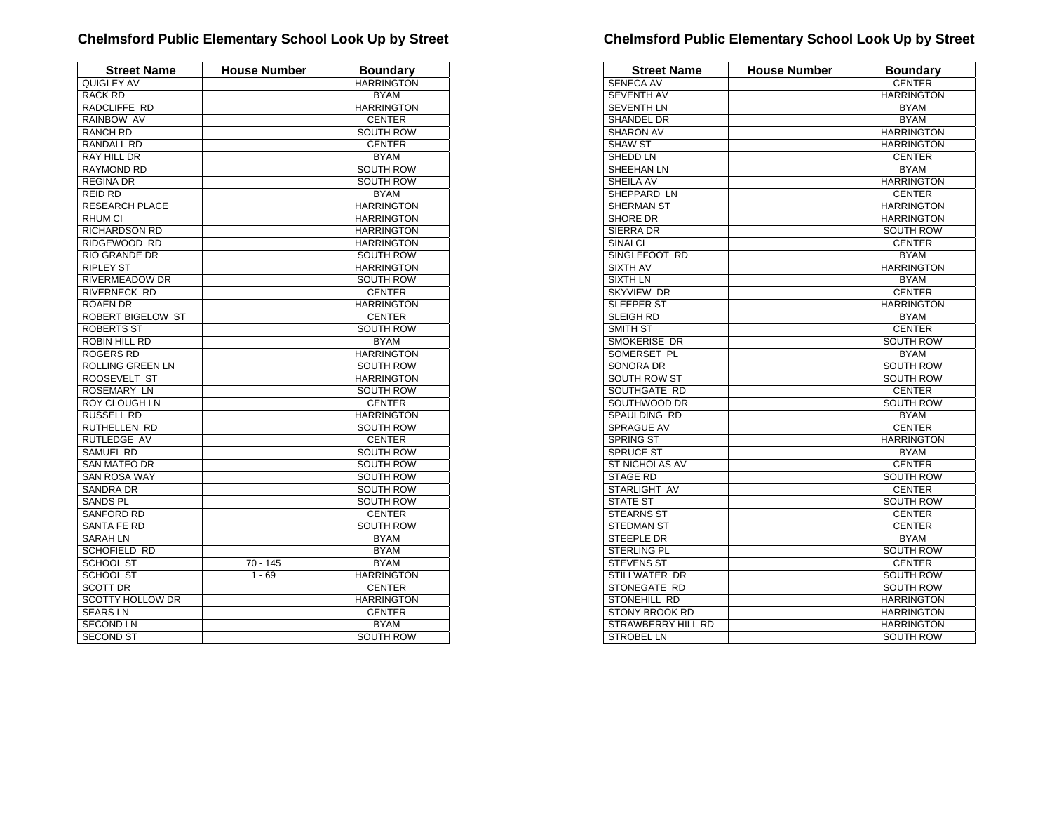## Chelmsford Public Elementary School Look Up by Street

| Street Name | House Number | Boundary |
|---|---|---|
| QUIGLEY AV | | HARRINGTON |
| RACK RD | | BYAM |
| RADCLIFFE RD | | HARRINGTON |
| RAINBOW AV | | CENTER |
| RANCH RD | | SOUTH ROW |
| RANDALL RD | | CENTER |
| RAY HILL DR | | BYAM |
| RAYMOND RD | | SOUTH ROW |
| REGINA DR | | SOUTH ROW |
| REID RD | | BYAM |
| RESEARCH PLACE | | HARRINGTON |
| RHUM CI | | HARRINGTON |
| RICHARDSON RD | | HARRINGTON |
| RIDGEWOOD RD | | HARRINGTON |
| RIO GRANDE DR | | SOUTH ROW |
| RIPLEY ST | | HARRINGTON |
| RIVERMEADOW DR | | SOUTH ROW |
| RIVERNECK RD | | CENTER |
| ROAEN DR | | HARRINGTON |
| ROBERT BIGELOW ST | | CENTER |
| ROBERTS ST | | SOUTH ROW |
| ROBIN HILL RD | | BYAM |
| ROGERS RD | | HARRINGTON |
| ROLLING GREEN LN | | SOUTH ROW |
| ROOSEVELT ST | | HARRINGTON |
| ROSEMARY LN | | SOUTH ROW |
| ROY CLOUGH LN | | CENTER |
| RUSSELL RD | | HARRINGTON |
| RUTHELLEN RD | | SOUTH ROW |
| RUTLEDGE AV | | CENTER |
| SAMUEL RD | | SOUTH ROW |
| SAN MATEO DR | | SOUTH ROW |
| SAN ROSA WAY | | SOUTH ROW |
| SANDRA DR | | SOUTH ROW |
| SANDS PL | | SOUTH ROW |
| SANFORD RD | | CENTER |
| SANTA FE RD | | SOUTH ROW |
| SARAH LN | | BYAM |
| SCHOFIELD RD | | BYAM |
| SCHOOL ST | 70 - 145 | BYAM |
| SCHOOL ST | 1 - 69 | HARRINGTON |
| SCOTT DR | | CENTER |
| SCOTTY HOLLOW DR | | HARRINGTON |
| SEARS LN | | CENTER |
| SECOND LN | | BYAM |
| SECOND ST | | SOUTH ROW |

## Chelmsford Public Elementary School Look Up by Street

| Street Name | House Number | Boundary |
|---|---|---|
| SENECA AV | | CENTER |
| SEVENTH AV | | HARRINGTON |
| SEVENTH LN | | BYAM |
| SHANDEL DR | | BYAM |
| SHARON AV | | HARRINGTON |
| SHAW ST | | HARRINGTON |
| SHEDD LN | | CENTER |
| SHEEHAN LN | | BYAM |
| SHEILA AV | | HARRINGTON |
| SHEPPARD LN | | CENTER |
| SHERMAN ST | | HARRINGTON |
| SHORE DR | | HARRINGTON |
| SIERRA DR | | SOUTH ROW |
| SINAI CI | | CENTER |
| SINGLEFOOT RD | | BYAM |
| SIXTH AV | | HARRINGTON |
| SIXTH LN | | BYAM |
| SKYVIEW DR | | CENTER |
| SLEEPER ST | | HARRINGTON |
| SLEIGH RD | | BYAM |
| SMITH ST | | CENTER |
| SMOKERISE DR | | SOUTH ROW |
| SOMERSET PL | | BYAM |
| SONORA DR | | SOUTH ROW |
| SOUTH ROW ST | | SOUTH ROW |
| SOUTHGATE RD | | CENTER |
| SOUTHWOOD DR | | SOUTH ROW |
| SPAULDING RD | | BYAM |
| SPRAGUE AV | | CENTER |
| SPRING ST | | HARRINGTON |
| SPRUCE ST | | BYAM |
| ST NICHOLAS AV | | CENTER |
| STAGE RD | | SOUTH ROW |
| STARLIGHT AV | | CENTER |
| STATE ST | | SOUTH ROW |
| STEARNS ST | | CENTER |
| STEDMAN ST | | CENTER |
| STEEPLE DR | | BYAM |
| STERLING PL | | SOUTH ROW |
| STEVENS ST | | CENTER |
| STILLWATER DR | | SOUTH ROW |
| STONEGATE RD | | SOUTH ROW |
| STONEHILL RD | | HARRINGTON |
| STONY BROOK RD | | HARRINGTON |
| STRAWBERRY HILL RD | | HARRINGTON |
| STROBEL LN | | SOUTH ROW |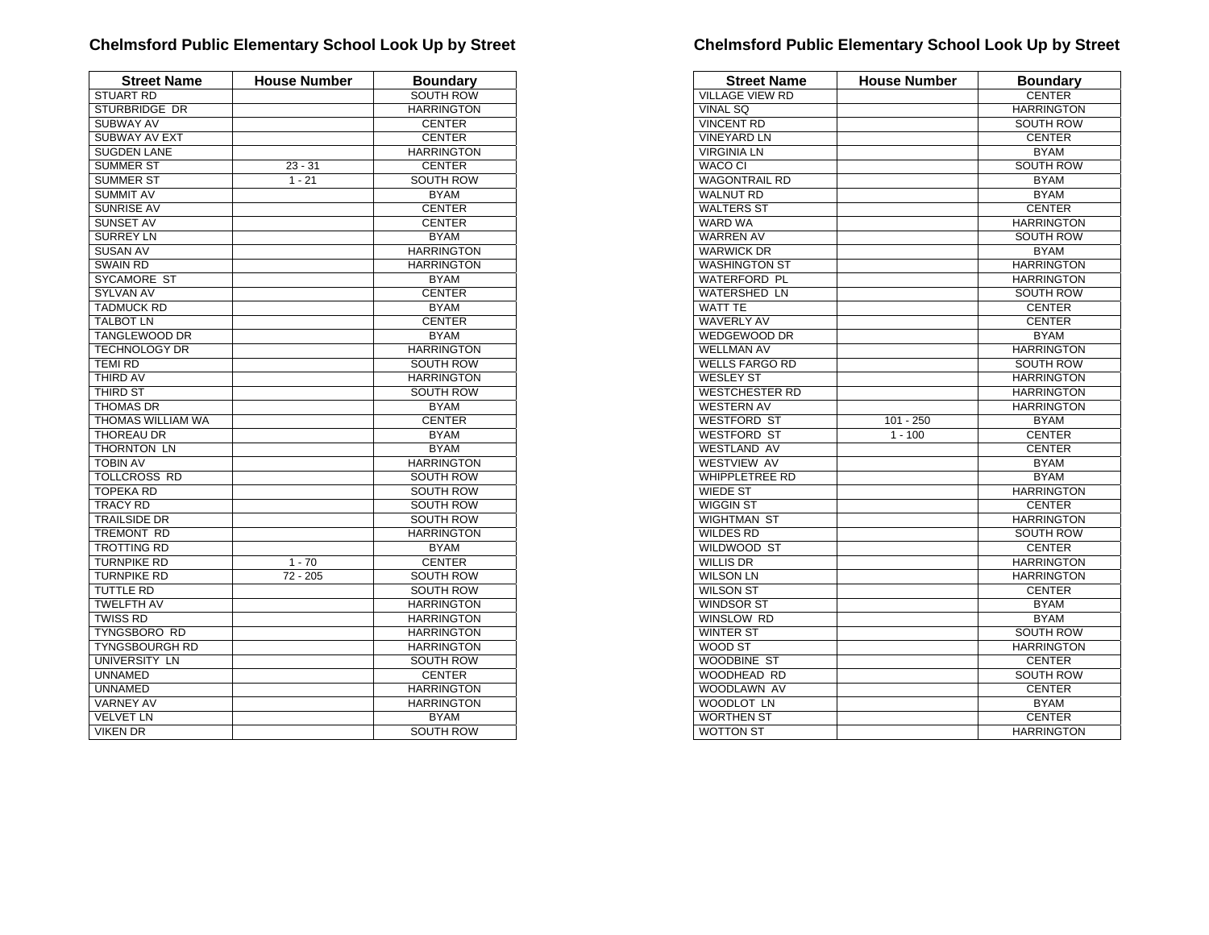## Chelmsford Public Elementary School Look Up by Street

| Street Name | House Number | Boundary |
|---|---|---|
| STUART RD | | SOUTH ROW |
| STURBRIDGE DR | | HARRINGTON |
| SUBWAY AV | | CENTER |
| SUBWAY AV EXT | | CENTER |
| SUGDEN LANE | | HARRINGTON |
| SUMMER ST | 23 - 31 | CENTER |
| SUMMER ST | 1 - 21 | SOUTH ROW |
| SUMMIT AV | | BYAM |
| SUNRISE AV | | CENTER |
| SUNSET AV | | CENTER |
| SURREY LN | | BYAM |
| SUSAN AV | | HARRINGTON |
| SWAIN RD | | HARRINGTON |
| SYCAMORE ST | | BYAM |
| SYLVAN AV | | CENTER |
| TADMUCK RD | | BYAM |
| TALBOT LN | | CENTER |
| TANGLEWOOD DR | | BYAM |
| TECHNOLOGY DR | | HARRINGTON |
| TEMI RD | | SOUTH ROW |
| THIRD AV | | HARRINGTON |
| THIRD ST | | SOUTH ROW |
| THOMAS DR | | BYAM |
| THOMAS WILLIAM WA | | CENTER |
| THOREAU DR | | BYAM |
| THORNTON LN | | BYAM |
| TOBIN AV | | HARRINGTON |
| TOLLCROSS RD | | SOUTH ROW |
| TOPEKA RD | | SOUTH ROW |
| TRACY RD | | SOUTH ROW |
| TRAILSIDE DR | | SOUTH ROW |
| TREMONT RD | | HARRINGTON |
| TROTTING RD | | BYAM |
| TURNPIKE RD | 1 - 70 | CENTER |
| TURNPIKE RD | 72 - 205 | SOUTH ROW |
| TUTTLE RD | | SOUTH ROW |
| TWELFTH AV | | HARRINGTON |
| TWISS RD | | HARRINGTON |
| TYNGSBORO RD | | HARRINGTON |
| TYNGSBOURGH RD | | HARRINGTON |
| UNIVERSITY LN | | SOUTH ROW |
| UNNAMED | | CENTER |
| UNNAMED | | HARRINGTON |
| VARNEY AV | | HARRINGTON |
| VELVET LN | | BYAM |
| VIKEN DR | | SOUTH ROW |

## Chelmsford Public Elementary School Look Up by Street

| Street Name | House Number | Boundary |
|---|---|---|
| VILLAGE VIEW RD | | CENTER |
| VINAL SQ | | HARRINGTON |
| VINCENT RD | | SOUTH ROW |
| VINEYARD LN | | CENTER |
| VIRGINIA LN | | BYAM |
| WACO CI | | SOUTH ROW |
| WAGONTRAIL RD | | BYAM |
| WALNUT RD | | BYAM |
| WALTERS ST | | CENTER |
| WARD WA | | HARRINGTON |
| WARREN AV | | SOUTH ROW |
| WARWICK DR | | BYAM |
| WASHINGTON ST | | HARRINGTON |
| WATERFORD PL | | HARRINGTON |
| WATERSHED LN | | SOUTH ROW |
| WATT TE | | CENTER |
| WAVERLY AV | | CENTER |
| WEDGEWOOD DR | | BYAM |
| WELLMAN AV | | HARRINGTON |
| WELLS FARGO RD | | SOUTH ROW |
| WESLEY ST | | HARRINGTON |
| WESTCHESTER RD | | HARRINGTON |
| WESTERN AV | | HARRINGTON |
| WESTFORD ST | 101 - 250 | BYAM |
| WESTFORD ST | 1 - 100 | CENTER |
| WESTLAND AV | | CENTER |
| WESTVIEW AV | | BYAM |
| WHIPPLETREE RD | | BYAM |
| WIEDE ST | | HARRINGTON |
| WIGGIN ST | | CENTER |
| WIGHTMAN ST | | HARRINGTON |
| WILDES RD | | SOUTH ROW |
| WILDWOOD ST | | CENTER |
| WILLIS DR | | HARRINGTON |
| WILSON LN | | HARRINGTON |
| WILSON ST | | CENTER |
| WINDSOR ST | | BYAM |
| WINSLOW RD | | BYAM |
| WINTER ST | | SOUTH ROW |
| WOOD ST | | HARRINGTON |
| WOODBINE ST | | CENTER |
| WOODHEAD RD | | SOUTH ROW |
| WOODLAWN AV | | CENTER |
| WOODLOT LN | | BYAM |
| WORTHEN ST | | CENTER |
| WOTTON ST | | HARRINGTON |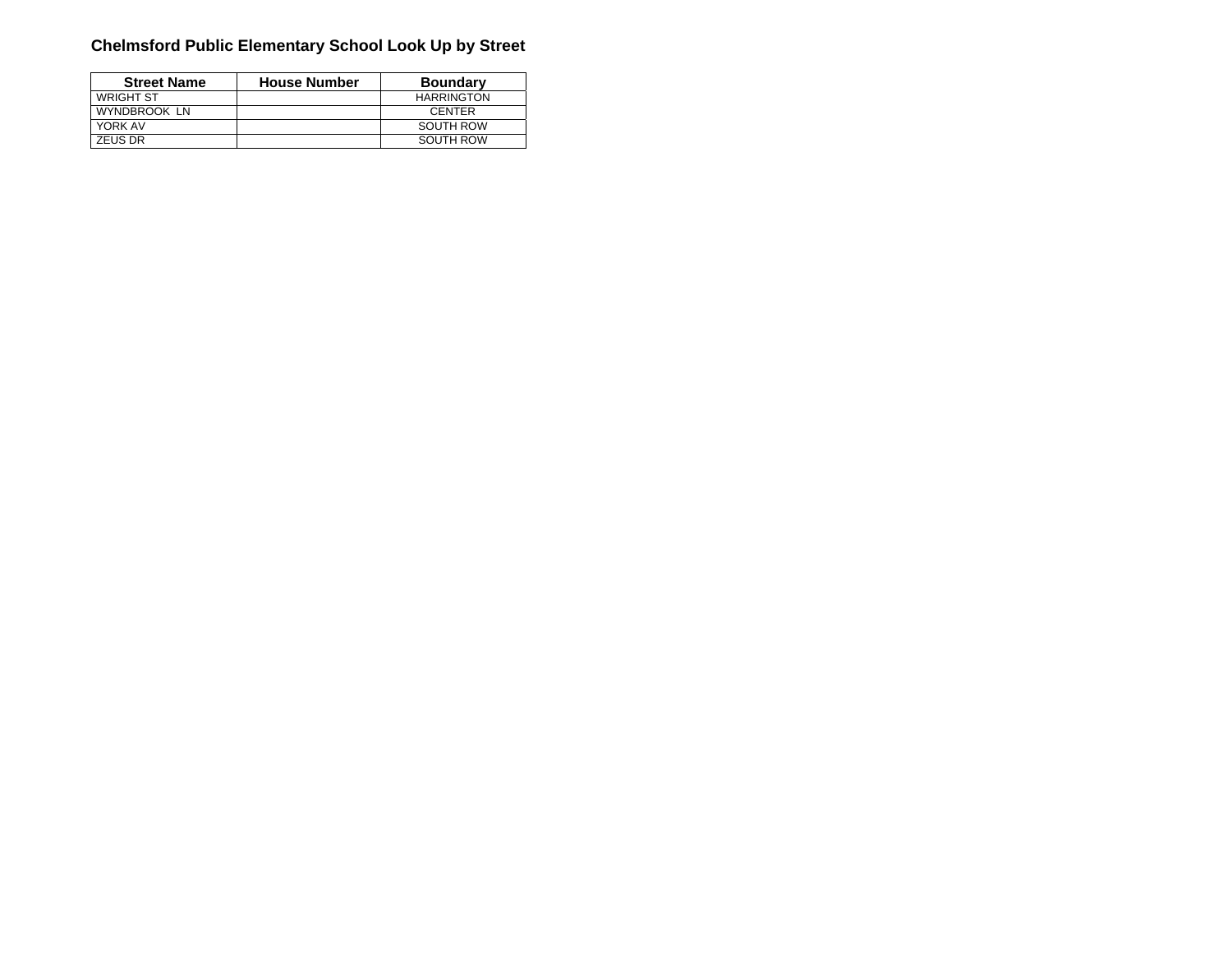**Chelmsford Public Elementary School Look Up by Street**

| Street Name | House Number | Boundary |
|---|---|---|
| WRIGHT ST | | HARRINGTON |
| WYNDBROOK LN | | CENTER |
| YORK AV | | SOUTH ROW |
| ZEUS DR | | SOUTH ROW |